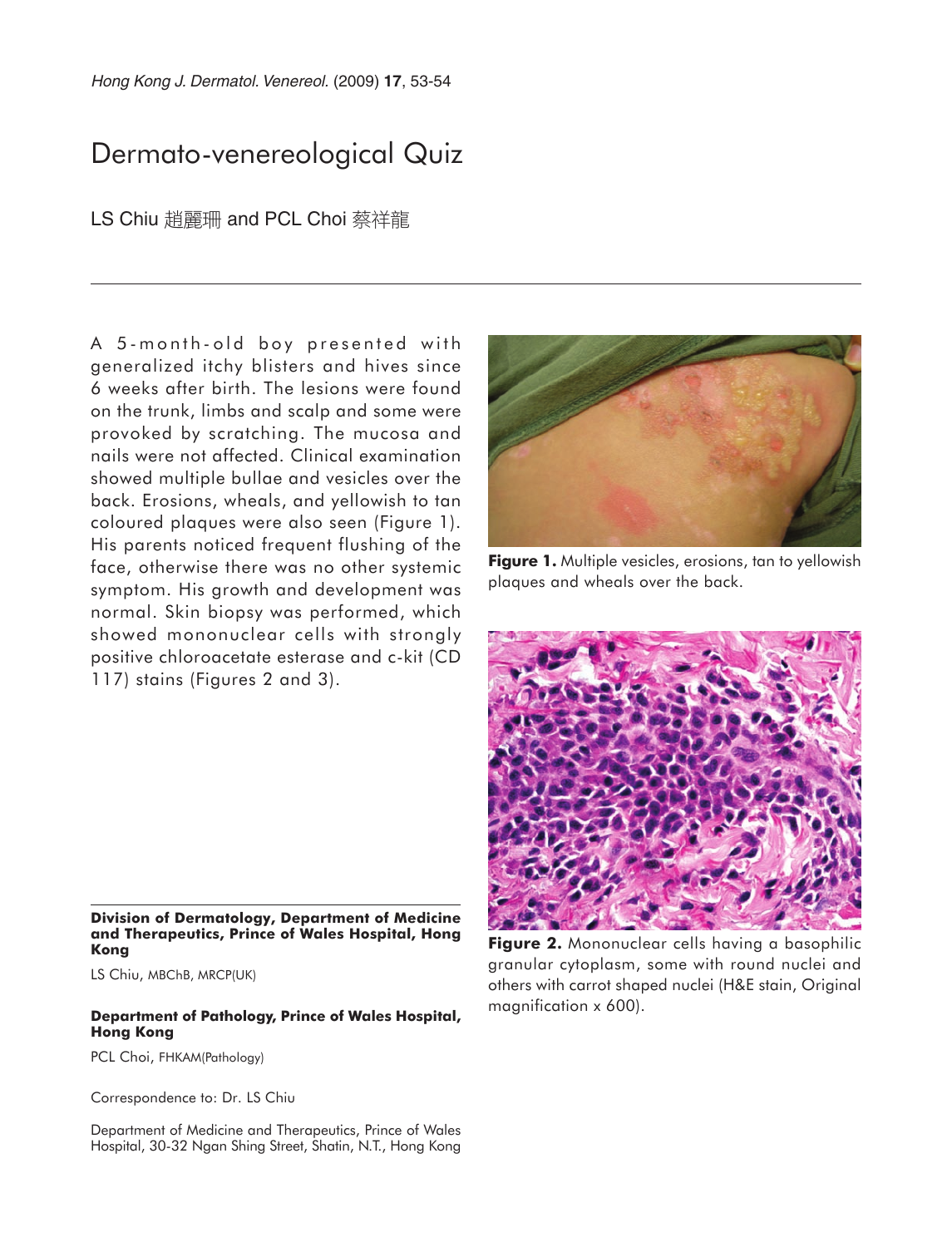# Dermato-venereological Quiz

LS Chiu 趙麗珊 and PCL Choi 蔡祥龍

A 5-month-old boy presented with generalized itchy blisters and hives since 6 weeks after birth. The lesions were found on the trunk, limbs and scalp and some were provoked by scratching. The mucosa and nails were not affected. Clinical examination showed multiple bullae and vesicles over the back. Erosions, wheals, and yellowish to tan coloured plaques were also seen (Figure 1). His parents noticed frequent flushing of the face, otherwise there was no other systemic symptom. His growth and development was normal. Skin biopsy was performed, which showed mononuclear cells with strongly positive chloroacetate esterase and c-kit (CD 117) stains (Figures 2 and 3).

**Figure 1.** Multiple vesicles, erosions, tan to yellowish plaques and wheals over the back.

**Figure 2.** Mononuclear cells having a basophilic granular cytoplasm, some with round nuclei and others with carrot shaped nuclei (H&E stain, Original magnification x 600).

**Division of Dermatology, Department of Medicine and Therapeutics, Prince of Wales Hospital, Hong Kong**

LS Chiu, MBChB, MRCP(UK)

**Department of Pathology, Prince of Wales Hospital, Hong Kong**

PCL Choi, FHKAM(Pathology)

Correspondence to: Dr. LS Chiu

Department of Medicine and Therapeutics, Prince of Wales Hospital, 30-32 Ngan Shing Street, Shatin, N.T., Hong Kong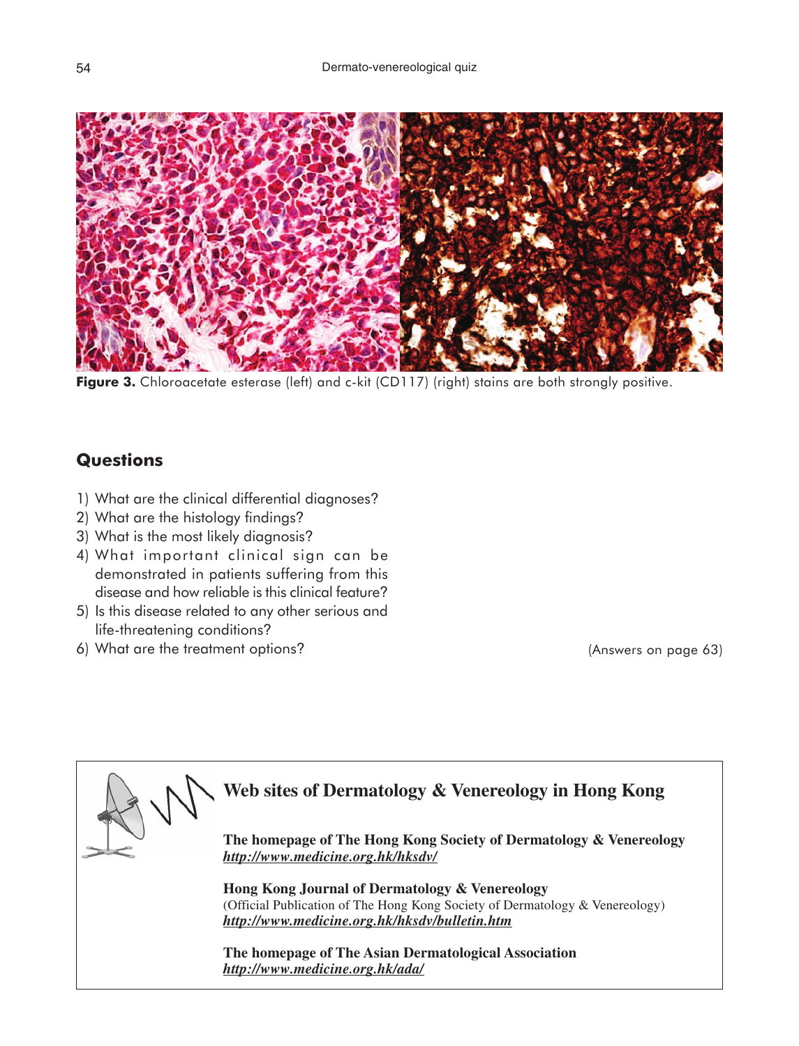**Figure 3.** Chloroacetate esterase (left) and c-kit (CD117) (right) stains are both strongly positive.

## Questions

1) What are the clinical differential diagnoses?
2) What are the histology findings?
3) What is the most likely diagnosis?
4) What important clinical sign can be demonstrated in patients suffering from this disease and how reliable is this clinical feature?
5) Is this disease related to any other serious and life-threatening conditions?
6) What are the treatment options?

(Answers on page 63)

---

### Web sites of Dermatology & Venereology in Hong Kong

**The homepage of The Hong Kong Society of Dermatology & Venereology**
***http://www.medicine.org.hk/hksdv/***

**Hong Kong Journal of Dermatology & Venereology**
(Official Publication of The Hong Kong Society of Dermatology & Venereology)
***http://www.medicine.org.hk/hksdv/bulletin.htm***

**The homepage of The Asian Dermatological Association**
***http://www.medicine.org.hk/ada/***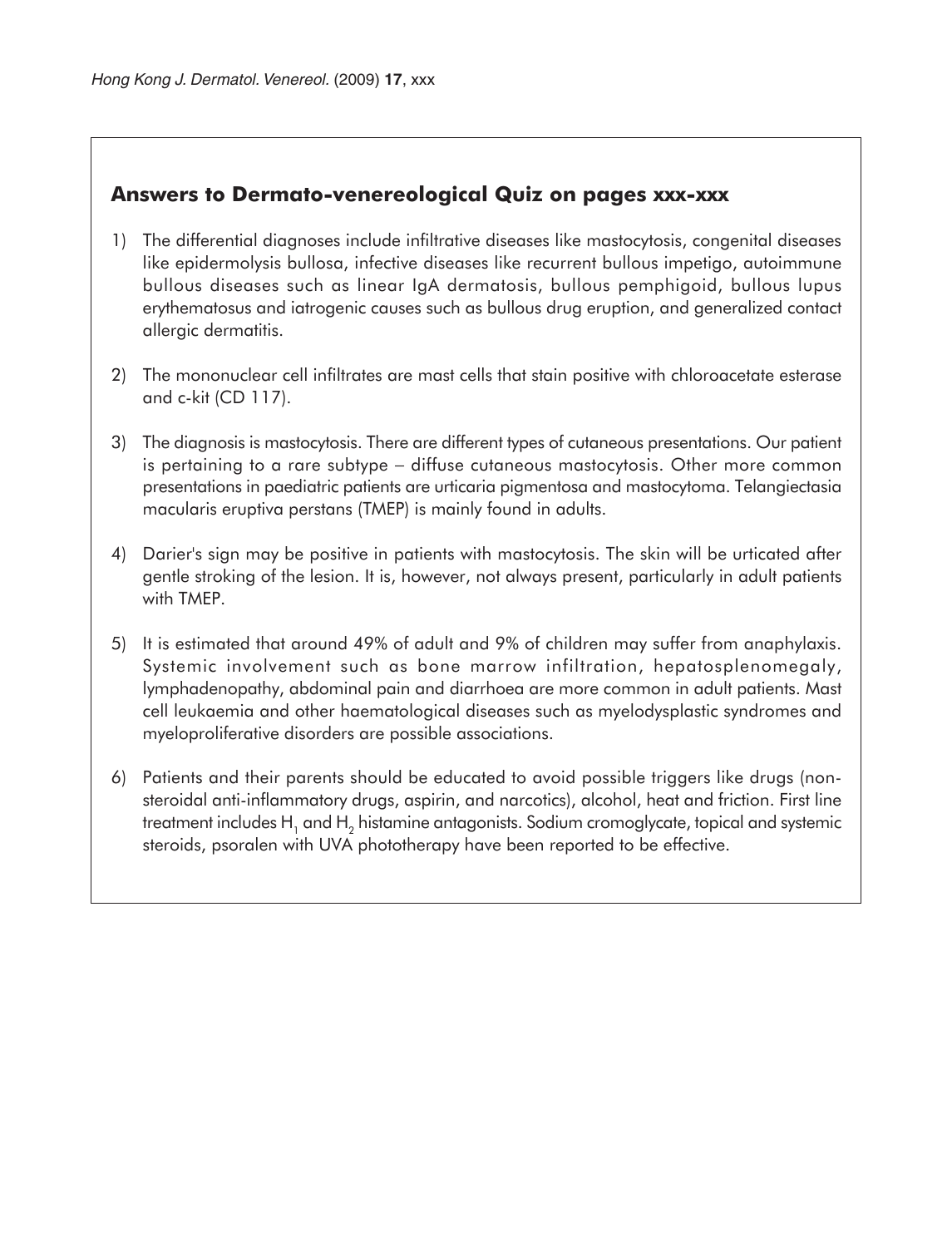## Answers to Dermato-venereological Quiz on pages xxx-xxx

1) The differential diagnoses include infiltrative diseases like mastocytosis, congenital diseases like epidermolysis bullosa, infective diseases like recurrent bullous impetigo, autoimmune bullous diseases such as linear IgA dermatosis, bullous pemphigoid, bullous lupus erythematosus and iatrogenic causes such as bullous drug eruption, and generalized contact allergic dermatitis.

2) The mononuclear cell infiltrates are mast cells that stain positive with chloroacetate esterase and c-kit (CD 117).

3) The diagnosis is mastocytosis. There are different types of cutaneous presentations. Our patient is pertaining to a rare subtype – diffuse cutaneous mastocytosis. Other more common presentations in paediatric patients are urticaria pigmentosa and mastocytoma. Telangiectasia macularis eruptiva perstans (TMEP) is mainly found in adults.

4) Darier's sign may be positive in patients with mastocytosis. The skin will be urticated after gentle stroking of the lesion. It is, however, not always present, particularly in adult patients with TMEP.

5) It is estimated that around 49% of adult and 9% of children may suffer from anaphylaxis. Systemic involvement such as bone marrow infiltration, hepatosplenomegaly, lymphadenopathy, abdominal pain and diarrhoea are more common in adult patients. Mast cell leukaemia and other haematological diseases such as myelodysplastic syndromes and myeloproliferative disorders are possible associations.

6) Patients and their parents should be educated to avoid possible triggers like drugs (non-steroidal anti-inflammatory drugs, aspirin, and narcotics), alcohol, heat and friction. First line treatment includes $H_1$ and $H_2$ histamine antagonists. Sodium cromoglycate, topical and systemic steroids, psoralen with UVA phototherapy have been reported to be effective.